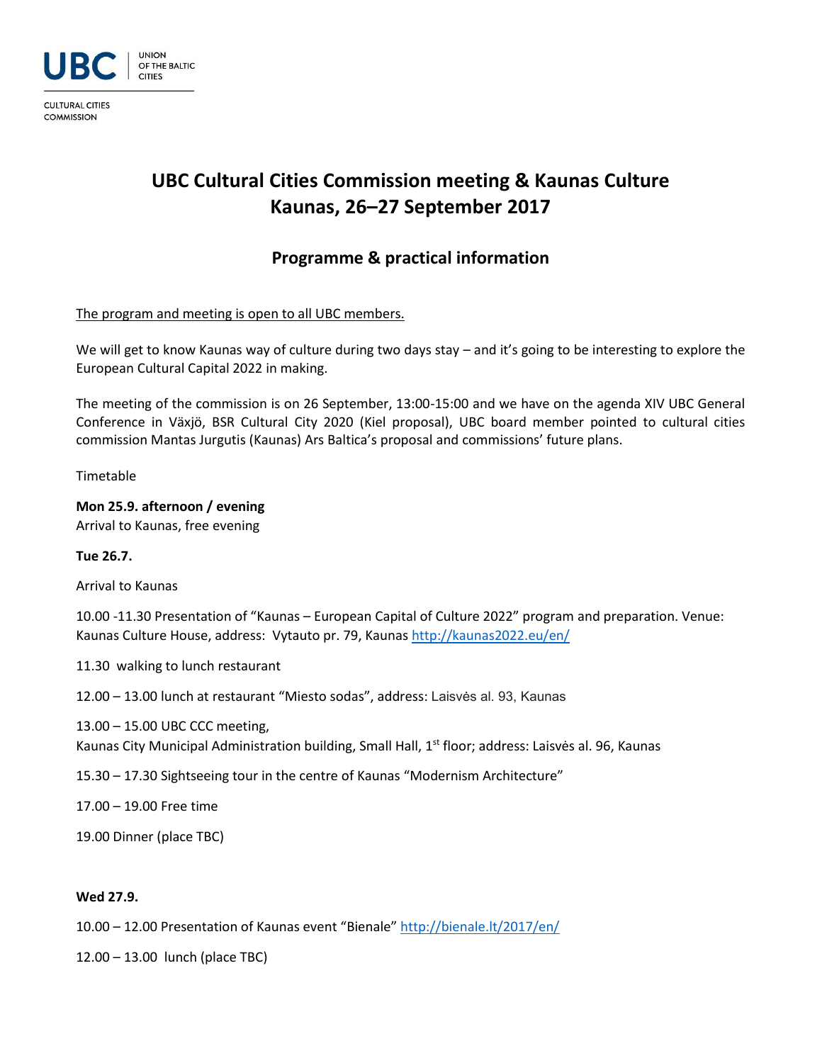UBC | UNION OF THE BALTIC CITIES

CULTURAL CITIES COMMISSION

# UBC Cultural Cities Commission meeting & Kaunas Culture
# Kaunas, 26–27 September 2017

## Programme & practical information

The program and meeting is open to all UBC members.

We will get to know Kaunas way of culture during two days stay – and it's going to be interesting to explore the European Cultural Capital 2022 in making.

The meeting of the commission is on 26 September, 13:00-15:00 and we have on the agenda XIV UBC General Conference in Växjö, BSR Cultural City 2020 (Kiel proposal), UBC board member pointed to cultural cities commission Mantas Jurgutis (Kaunas) Ars Baltica's proposal and commissions' future plans.

Timetable

**Mon 25.9. afternoon / evening**
Arrival to Kaunas, free evening

**Tue 26.7.**

Arrival to Kaunas

10.00 -11.30 Presentation of "Kaunas – European Capital of Culture 2022" program and preparation. Venue: Kaunas Culture House, address: Vytauto pr. 79, Kaunas http://kaunas2022.eu/en/

11.30 walking to lunch restaurant

12.00 – 13.00 lunch at restaurant "Miesto sodas", address: Laisvės al. 93, Kaunas

13.00 – 15.00 UBC CCC meeting,
Kaunas City Municipal Administration building, Small Hall, 1st floor; address: Laisvės al. 96, Kaunas

15.30 – 17.30 Sightseeing tour in the centre of Kaunas "Modernism Architecture"

17.00 – 19.00 Free time

19.00 Dinner (place TBC)

**Wed 27.9.**

10.00 – 12.00 Presentation of Kaunas event "Bienale" http://bienale.lt/2017/en/

12.00 – 13.00 lunch (place TBC)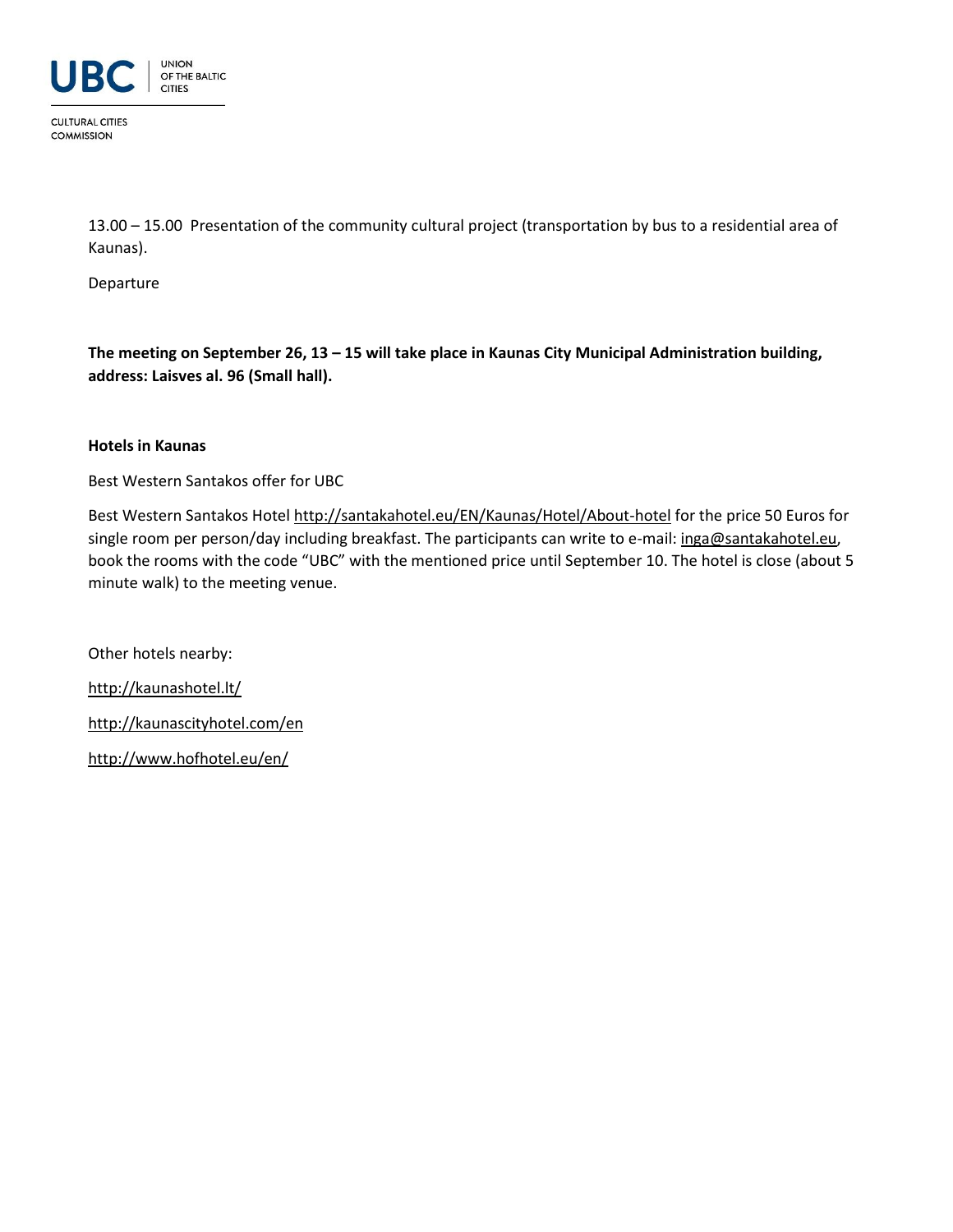13.00 – 15.00 Presentation of the community cultural project (transportation by bus to a residential area of Kaunas).

Departure

**The meeting on September 26, 13 – 15 will take place in Kaunas City Municipal Administration building, address: Laisves al. 96 (Small hall).**

**Hotels in Kaunas**

Best Western Santakos offer for UBC

Best Western Santakos Hotel http://santakahotel.eu/EN/Kaunas/Hotel/About-hotel for the price 50 Euros for single room per person/day including breakfast. The participants can write to e-mail: inga@santakahotel.eu, book the rooms with the code "UBC" with the mentioned price until September 10. The hotel is close (about 5 minute walk) to the meeting venue.

Other hotels nearby:

http://kaunashotel.lt/

http://kaunascityhotel.com/en

http://www.hofhotel.eu/en/